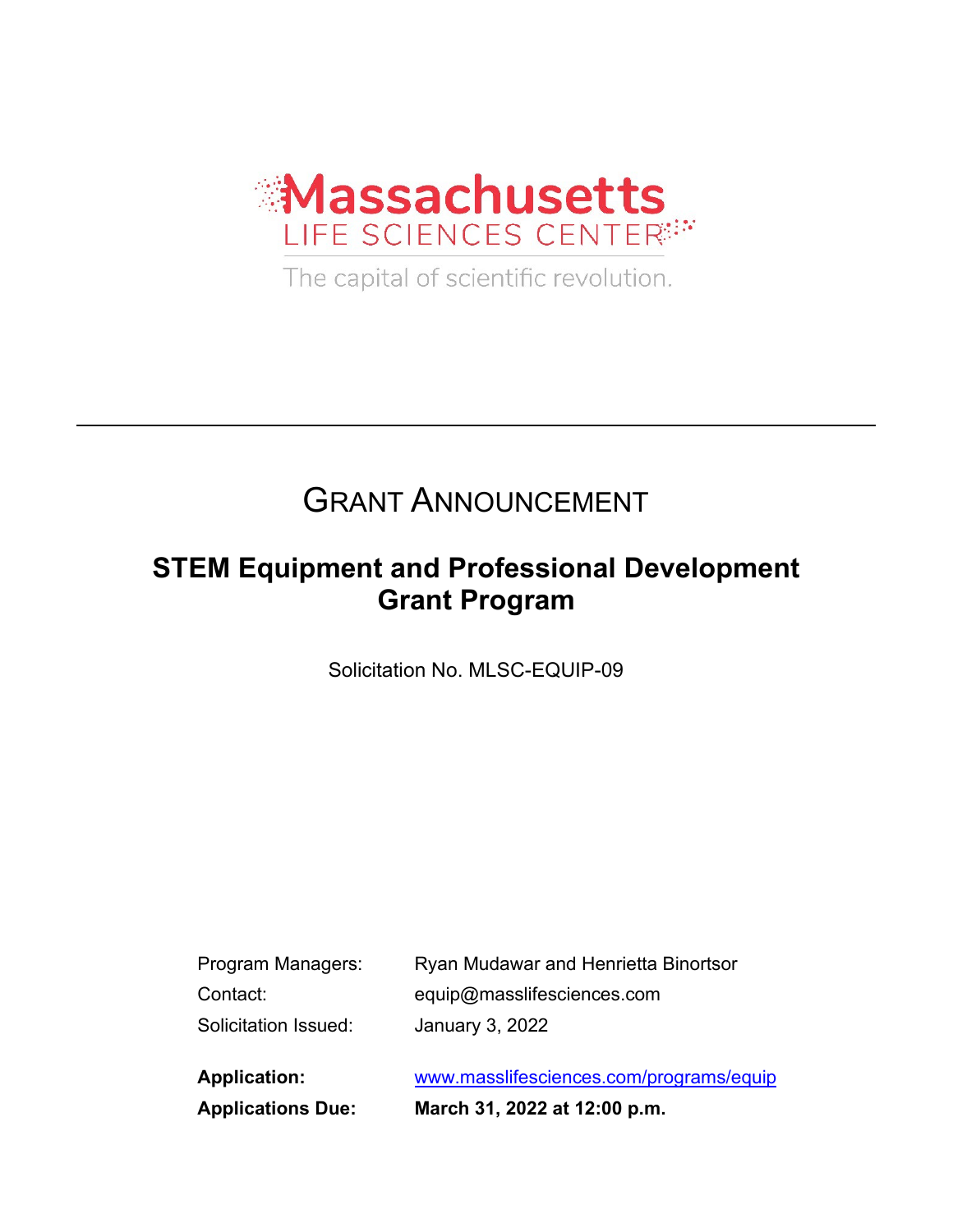Massachusetts
LIFE SCIENCES CENTER
The capital of scientific revolution.

---

# GRANT ANNOUNCEMENT

## STEM Equipment and Professional Development Grant Program

Solicitation No. MLSC-EQUIP-09

| | |
|---|---|
| Program Managers: | Ryan Mudawar and Henrietta Binortsor |
| Contact: | equip@masslifesciences.com |
| Solicitation Issued: | January 3, 2022 |
| **Application:** | www.masslifesciences.com/programs/equip |
| **Applications Due:** | **March 31, 2022 at 12:00 p.m.** |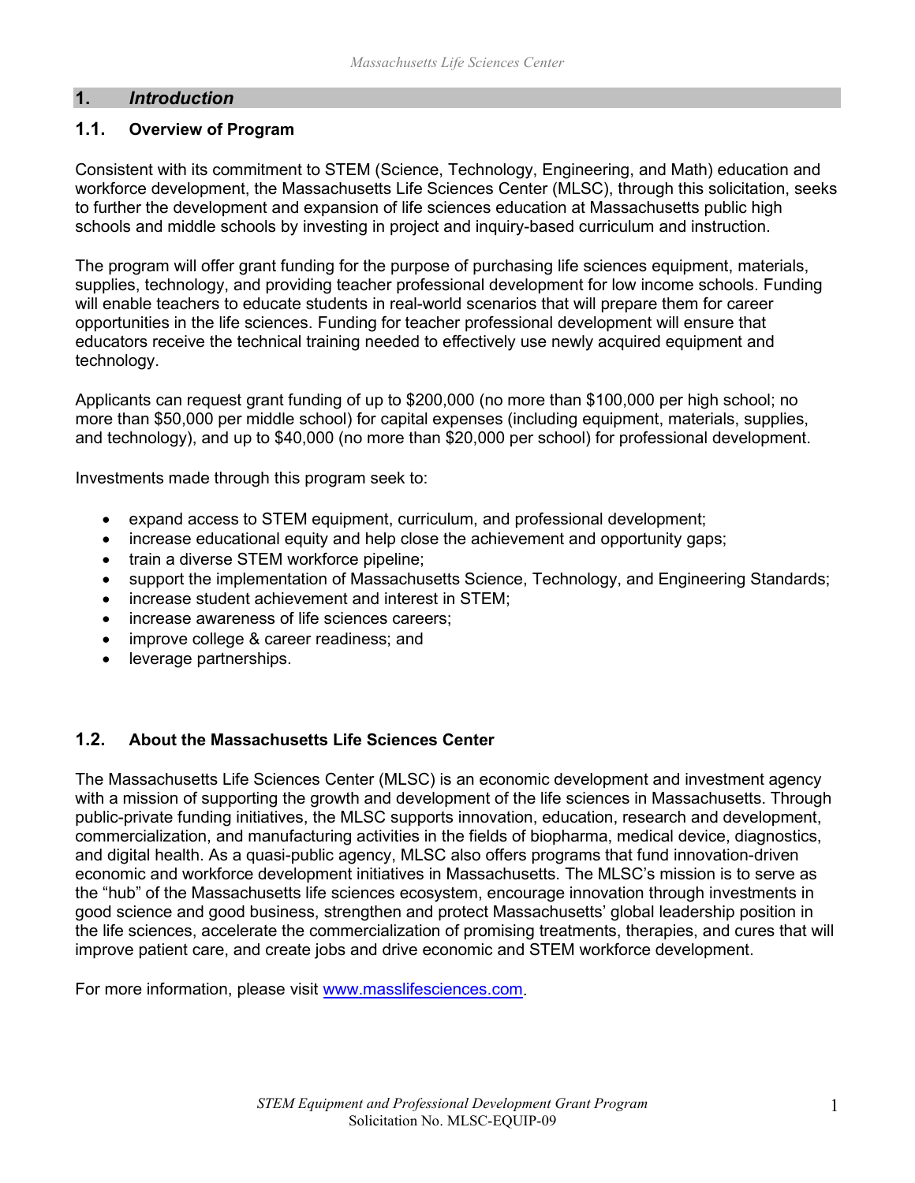# 1. *Introduction*

## 1.1. Overview of Program

Consistent with its commitment to STEM (Science, Technology, Engineering, and Math) education and workforce development, the Massachusetts Life Sciences Center (MLSC), through this solicitation, seeks to further the development and expansion of life sciences education at Massachusetts public high schools and middle schools by investing in project and inquiry-based curriculum and instruction.

The program will offer grant funding for the purpose of purchasing life sciences equipment, materials, supplies, technology, and providing teacher professional development for low income schools. Funding will enable teachers to educate students in real-world scenarios that will prepare them for career opportunities in the life sciences. Funding for teacher professional development will ensure that educators receive the technical training needed to effectively use newly acquired equipment and technology.

Applicants can request grant funding of up to $200,000 (no more than $100,000 per high school; no more than $50,000 per middle school) for capital expenses (including equipment, materials, supplies, and technology), and up to $40,000 (no more than $20,000 per school) for professional development.

Investments made through this program seek to:

- expand access to STEM equipment, curriculum, and professional development;
- increase educational equity and help close the achievement and opportunity gaps;
- train a diverse STEM workforce pipeline;
- support the implementation of Massachusetts Science, Technology, and Engineering Standards;
- increase student achievement and interest in STEM;
- increase awareness of life sciences careers;
- improve college & career readiness; and
- leverage partnerships.

## 1.2. About the Massachusetts Life Sciences Center

The Massachusetts Life Sciences Center (MLSC) is an economic development and investment agency with a mission of supporting the growth and development of the life sciences in Massachusetts. Through public-private funding initiatives, the MLSC supports innovation, education, research and development, commercialization, and manufacturing activities in the fields of biopharma, medical device, diagnostics, and digital health. As a quasi-public agency, MLSC also offers programs that fund innovation-driven economic and workforce development initiatives in Massachusetts. The MLSC's mission is to serve as the "hub" of the Massachusetts life sciences ecosystem, encourage innovation through investments in good science and good business, strengthen and protect Massachusetts' global leadership position in the life sciences, accelerate the commercialization of promising treatments, therapies, and cures that will improve patient care, and create jobs and drive economic and STEM workforce development.

For more information, please visit [www.masslifesciences.com](http://www.masslifesciences.com).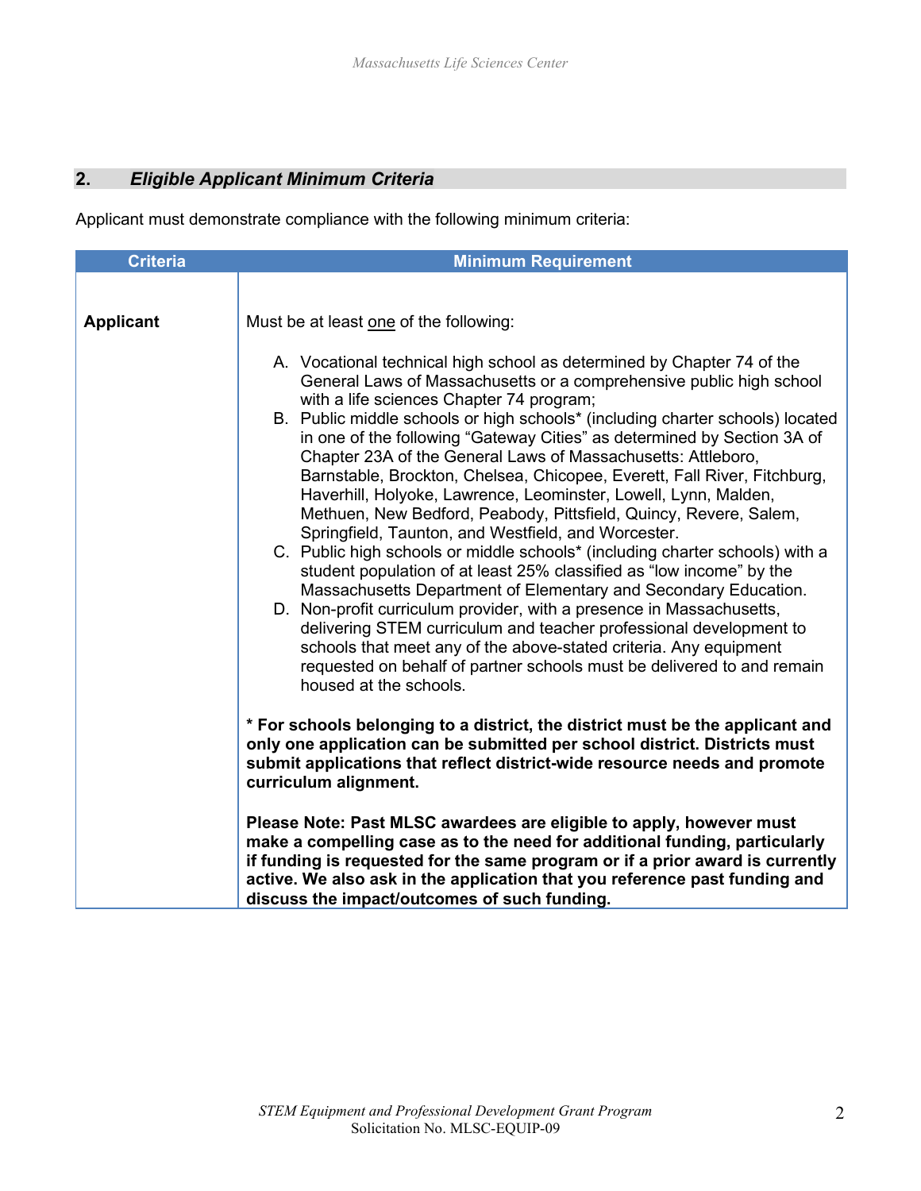## 2. *Eligible Applicant Minimum Criteria*

Applicant must demonstrate compliance with the following minimum criteria:

| Criteria | Minimum Requirement |
|---|---|
| **Applicant** | Must be at least <u>one</u> of the following:<br><br>A. Vocational technical high school as determined by Chapter 74 of the General Laws of Massachusetts or a comprehensive public high school with a life sciences Chapter 74 program;<br>B. Public middle schools or high schools* (including charter schools) located in one of the following "Gateway Cities" as determined by Section 3A of Chapter 23A of the General Laws of Massachusetts: Attleboro, Barnstable, Brockton, Chelsea, Chicopee, Everett, Fall River, Fitchburg, Haverhill, Holyoke, Lawrence, Leominster, Lowell, Lynn, Malden, Methuen, New Bedford, Peabody, Pittsfield, Quincy, Revere, Salem, Springfield, Taunton, and Westfield, and Worcester.<br>C. Public high schools or middle schools* (including charter schools) with a student population of at least 25% classified as "low income" by the Massachusetts Department of Elementary and Secondary Education.<br>D. Non-profit curriculum provider, with a presence in Massachusetts, delivering STEM curriculum and teacher professional development to schools that meet any of the above-stated criteria. Any equipment requested on behalf of partner schools must be delivered to and remain housed at the schools.<br><br>**\* For schools belonging to a district, the district must be the applicant and only one application can be submitted per school district. Districts must submit applications that reflect district-wide resource needs and promote curriculum alignment.**<br><br>**Please Note: Past MLSC awardees are eligible to apply, however must make a compelling case as to the need for additional funding, particularly if funding is requested for the same program or if a prior award is currently active. We also ask in the application that you reference past funding and discuss the impact/outcomes of such funding.** |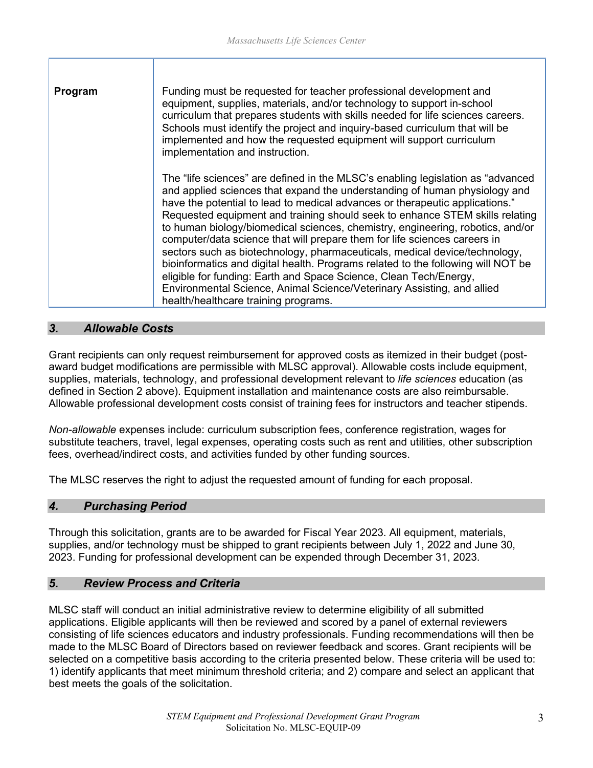| Program | Funding must be requested for teacher professional development and equipment, supplies, materials, and/or technology to support in-school curriculum that prepares students with skills needed for life sciences careers. Schools must identify the project and inquiry-based curriculum that will be implemented and how the requested equipment will support curriculum implementation and instruction.<br><br>The "life sciences" are defined in the MLSC's enabling legislation as "advanced and applied sciences that expand the understanding of human physiology and have the potential to lead to medical advances or therapeutic applications." Requested equipment and training should seek to enhance STEM skills relating to human biology/biomedical sciences, chemistry, engineering, robotics, and/or computer/data science that will prepare them for life sciences careers in sectors such as biotechnology, pharmaceuticals, medical device/technology, bioinformatics and digital health. Programs related to the following will NOT be eligible for funding: Earth and Space Science, Clean Tech/Energy, Environmental Science, Animal Science/Veterinary Assisting, and allied health/healthcare training programs. |
|---|---|

## *3. Allowable Costs*

Grant recipients can only request reimbursement for approved costs as itemized in their budget (post-award budget modifications are permissible with MLSC approval). Allowable costs include equipment, supplies, materials, technology, and professional development relevant to *life sciences* education (as defined in Section 2 above). Equipment installation and maintenance costs are also reimbursable. Allowable professional development costs consist of training fees for instructors and teacher stipends.

*Non-allowable* expenses include: curriculum subscription fees, conference registration, wages for substitute teachers, travel, legal expenses, operating costs such as rent and utilities, other subscription fees, overhead/indirect costs, and activities funded by other funding sources.

The MLSC reserves the right to adjust the requested amount of funding for each proposal.

## *4. Purchasing Period*

Through this solicitation, grants are to be awarded for Fiscal Year 2023. All equipment, materials, supplies, and/or technology must be shipped to grant recipients between July 1, 2022 and June 30, 2023. Funding for professional development can be expended through December 31, 2023.

## *5. Review Process and Criteria*

MLSC staff will conduct an initial administrative review to determine eligibility of all submitted applications. Eligible applicants will then be reviewed and scored by a panel of external reviewers consisting of life sciences educators and industry professionals. Funding recommendations will then be made to the MLSC Board of Directors based on reviewer feedback and scores. Grant recipients will be selected on a competitive basis according to the criteria presented below. These criteria will be used to: 1) identify applicants that meet minimum threshold criteria; and 2) compare and select an applicant that best meets the goals of the solicitation.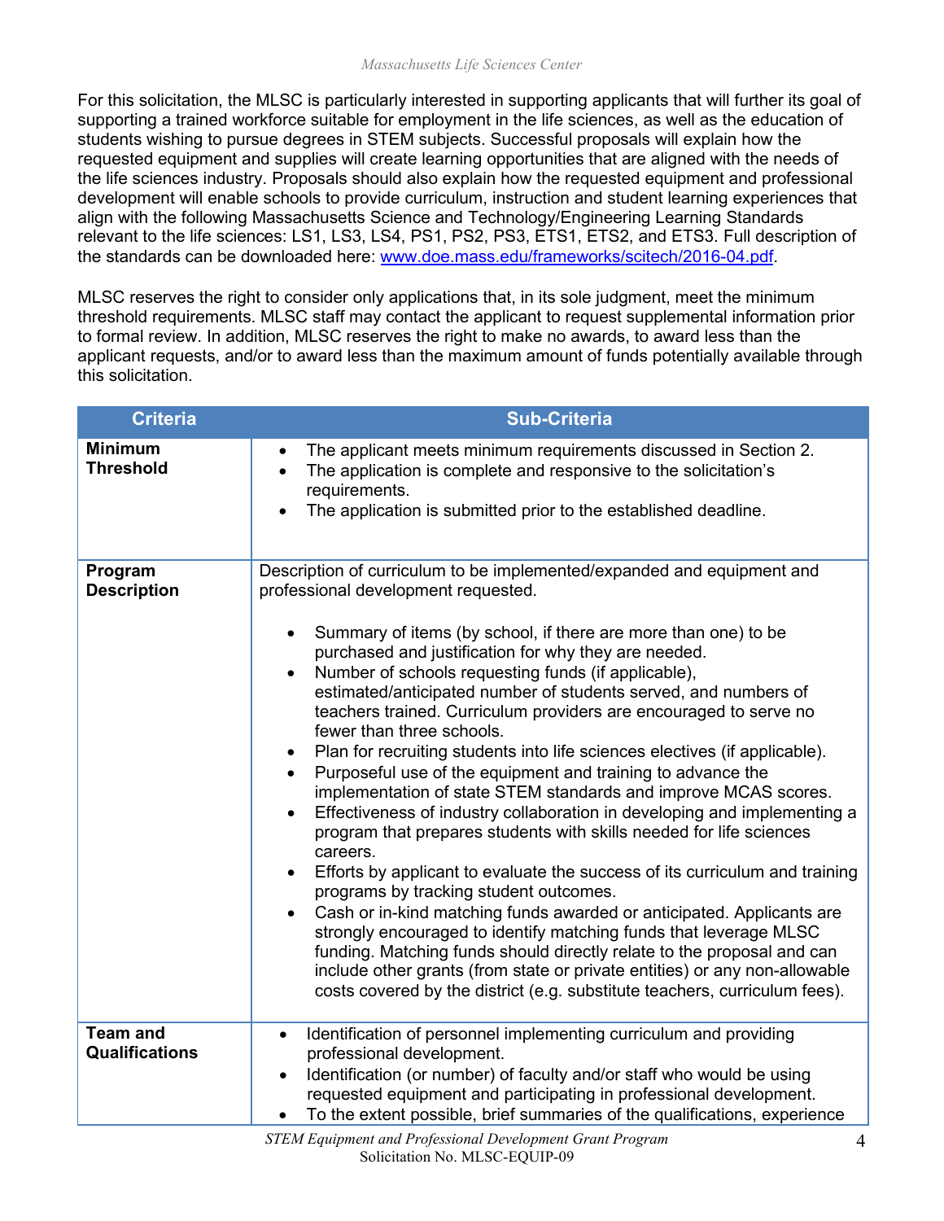For this solicitation, the MLSC is particularly interested in supporting applicants that will further its goal of supporting a trained workforce suitable for employment in the life sciences, as well as the education of students wishing to pursue degrees in STEM subjects. Successful proposals will explain how the requested equipment and supplies will create learning opportunities that are aligned with the needs of the life sciences industry. Proposals should also explain how the requested equipment and professional development will enable schools to provide curriculum, instruction and student learning experiences that align with the following Massachusetts Science and Technology/Engineering Learning Standards relevant to the life sciences: LS1, LS3, LS4, PS1, PS2, PS3, ETS1, ETS2, and ETS3. Full description of the standards can be downloaded here: www.doe.mass.edu/frameworks/scitech/2016-04.pdf.

MLSC reserves the right to consider only applications that, in its sole judgment, meet the minimum threshold requirements. MLSC staff may contact the applicant to request supplemental information prior to formal review. In addition, MLSC reserves the right to make no awards, to award less than the applicant requests, and/or to award less than the maximum amount of funds potentially available through this solicitation.

| Criteria | Sub-Criteria |
|---|---|
| **Minimum Threshold** | • The applicant meets minimum requirements discussed in Section 2.<br>• The application is complete and responsive to the solicitation's requirements.<br>• The application is submitted prior to the established deadline. |
| **Program Description** | Description of curriculum to be implemented/expanded and equipment and professional development requested.<br><br>• Summary of items (by school, if there are more than one) to be purchased and justification for why they are needed.<br>• Number of schools requesting funds (if applicable), estimated/anticipated number of students served, and numbers of teachers trained. Curriculum providers are encouraged to serve no fewer than three schools.<br>• Plan for recruiting students into life sciences electives (if applicable).<br>• Purposeful use of the equipment and training to advance the implementation of state STEM standards and improve MCAS scores.<br>• Effectiveness of industry collaboration in developing and implementing a program that prepares students with skills needed for life sciences careers.<br>• Efforts by applicant to evaluate the success of its curriculum and training programs by tracking student outcomes.<br>• Cash or in-kind matching funds awarded or anticipated. Applicants are strongly encouraged to identify matching funds that leverage MLSC funding. Matching funds should directly relate to the proposal and can include other grants (from state or private entities) or any non-allowable costs covered by the district (e.g. substitute teachers, curriculum fees). |
| **Team and Qualifications** | • Identification of personnel implementing curriculum and providing professional development.<br>• Identification (or number) of faculty and/or staff who would be using requested equipment and participating in professional development.<br>• To the extent possible, brief summaries of the qualifications, experience |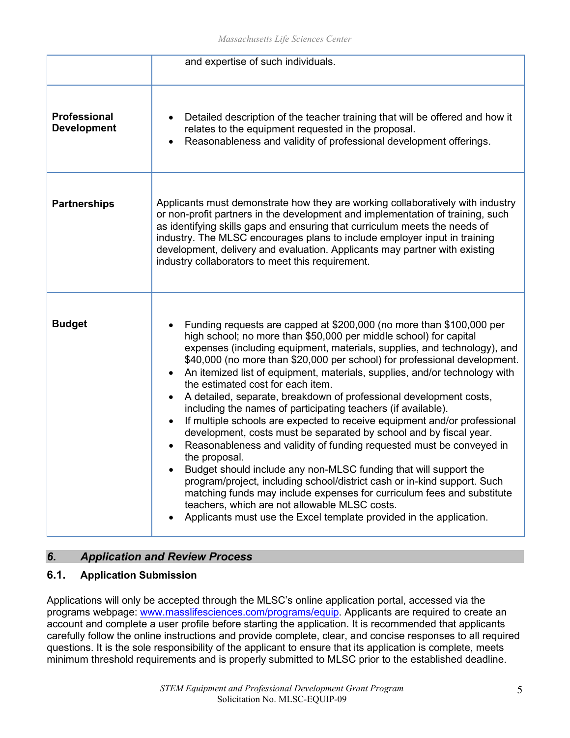| | |
|---|---|
| | and expertise of such individuals. |
| **Professional Development** | • Detailed description of the teacher training that will be offered and how it relates to the equipment requested in the proposal.<br>• Reasonableness and validity of professional development offerings. |
| **Partnerships** | Applicants must demonstrate how they are working collaboratively with industry or non-profit partners in the development and implementation of training, such as identifying skills gaps and ensuring that curriculum meets the needs of industry. The MLSC encourages plans to include employer input in training development, delivery and evaluation. Applicants may partner with existing industry collaborators to meet this requirement. |
| **Budget** | • Funding requests are capped at $200,000 (no more than $100,000 per high school; no more than $50,000 per middle school) for capital expenses (including equipment, materials, supplies, and technology), and $40,000 (no more than $20,000 per school) for professional development.<br>• An itemized list of equipment, materials, supplies, and/or technology with the estimated cost for each item.<br>• A detailed, separate, breakdown of professional development costs, including the names of participating teachers (if available).<br>• If multiple schools are expected to receive equipment and/or professional development, costs must be separated by school and by fiscal year.<br>• Reasonableness and validity of funding requested must be conveyed in the proposal.<br>• Budget should include any non-MLSC funding that will support the program/project, including school/district cash or in-kind support. Such matching funds may include expenses for curriculum fees and substitute teachers, which are not allowable MLSC costs.<br>• Applicants must use the Excel template provided in the application. |

## *6. Application and Review Process*

### 6.1. Application Submission

Applications will only be accepted through the MLSC's online application portal, accessed via the programs webpage: [www.masslifesciences.com/programs/equip](http://www.masslifesciences.com/programs/equip). Applicants are required to create an account and complete a user profile before starting the application. It is recommended that applicants carefully follow the online instructions and provide complete, clear, and concise responses to all required questions. It is the sole responsibility of the applicant to ensure that its application is complete, meets minimum threshold requirements and is properly submitted to MLSC prior to the established deadline.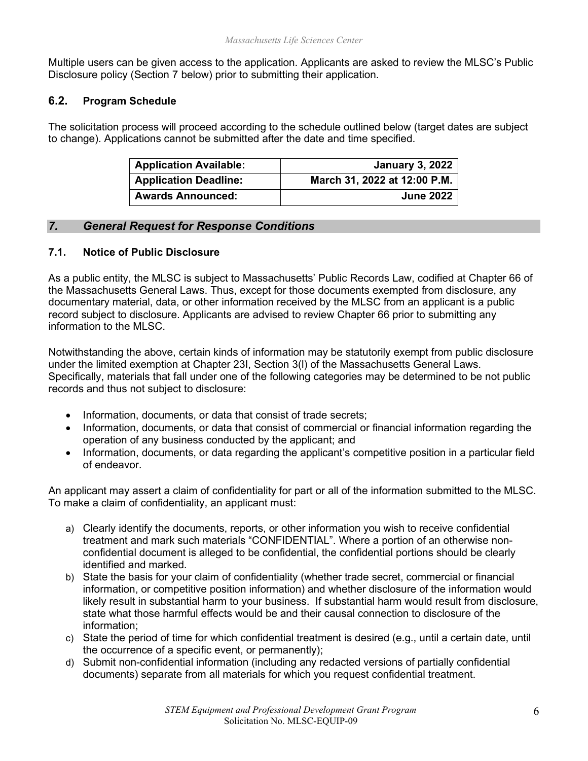Multiple users can be given access to the application. Applicants are asked to review the MLSC's Public Disclosure policy (Section 7 below) prior to submitting their application.

### 6.2. Program Schedule

The solicitation process will proceed according to the schedule outlined below (target dates are subject to change). Applications cannot be submitted after the date and time specified.

| | |
|---|---|
| **Application Available:** | **January 3, 2022** |
| **Application Deadline:** | **March 31, 2022 at 12:00 P.M.** |
| **Awards Announced:** | **June 2022** |

## *7. General Request for Response Conditions*

### 7.1. Notice of Public Disclosure

As a public entity, the MLSC is subject to Massachusetts' Public Records Law, codified at Chapter 66 of the Massachusetts General Laws. Thus, except for those documents exempted from disclosure, any documentary material, data, or other information received by the MLSC from an applicant is a public record subject to disclosure. Applicants are advised to review Chapter 66 prior to submitting any information to the MLSC.

Notwithstanding the above, certain kinds of information may be statutorily exempt from public disclosure under the limited exemption at Chapter 23I, Section 3(l) of the Massachusetts General Laws. Specifically, materials that fall under one of the following categories may be determined to be not public records and thus not subject to disclosure:

- Information, documents, or data that consist of trade secrets;
- Information, documents, or data that consist of commercial or financial information regarding the operation of any business conducted by the applicant; and
- Information, documents, or data regarding the applicant's competitive position in a particular field of endeavor.

An applicant may assert a claim of confidentiality for part or all of the information submitted to the MLSC. To make a claim of confidentiality, an applicant must:

a) Clearly identify the documents, reports, or other information you wish to receive confidential treatment and mark such materials "CONFIDENTIAL". Where a portion of an otherwise non-confidential document is alleged to be confidential, the confidential portions should be clearly identified and marked.
b) State the basis for your claim of confidentiality (whether trade secret, commercial or financial information, or competitive position information) and whether disclosure of the information would likely result in substantial harm to your business. If substantial harm would result from disclosure, state what those harmful effects would be and their causal connection to disclosure of the information;
c) State the period of time for which confidential treatment is desired (e.g., until a certain date, until the occurrence of a specific event, or permanently);
d) Submit non-confidential information (including any redacted versions of partially confidential documents) separate from all materials for which you request confidential treatment.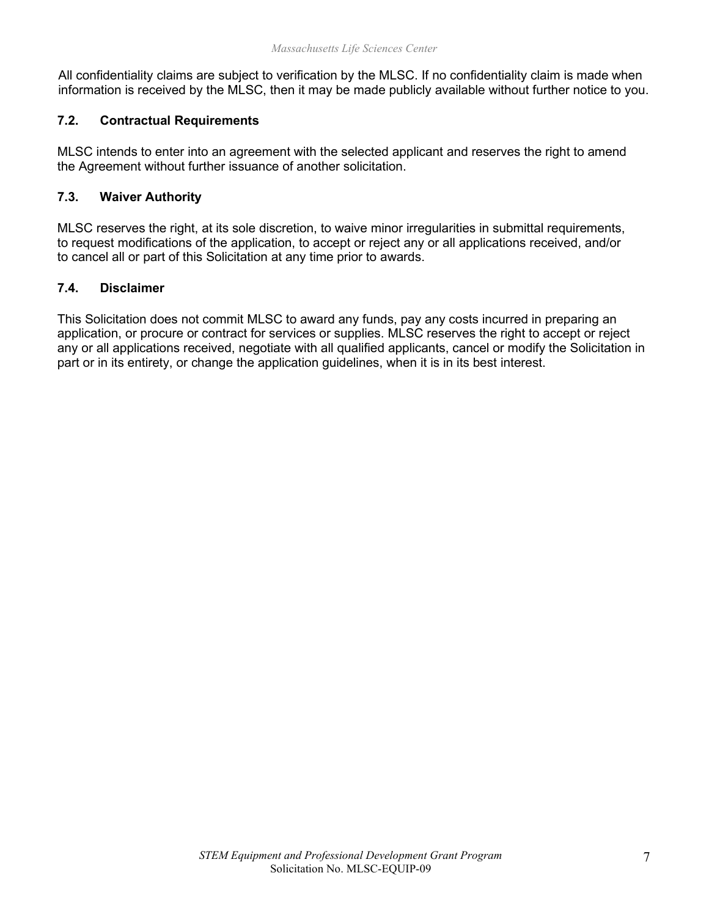All confidentiality claims are subject to verification by the MLSC. If no confidentiality claim is made when information is received by the MLSC, then it may be made publicly available without further notice to you.

### 7.2. Contractual Requirements

MLSC intends to enter into an agreement with the selected applicant and reserves the right to amend the Agreement without further issuance of another solicitation.

### 7.3. Waiver Authority

MLSC reserves the right, at its sole discretion, to waive minor irregularities in submittal requirements, to request modifications of the application, to accept or reject any or all applications received, and/or to cancel all or part of this Solicitation at any time prior to awards.

### 7.4. Disclaimer

This Solicitation does not commit MLSC to award any funds, pay any costs incurred in preparing an application, or procure or contract for services or supplies. MLSC reserves the right to accept or reject any or all applications received, negotiate with all qualified applicants, cancel or modify the Solicitation in part or in its entirety, or change the application guidelines, when it is in its best interest.